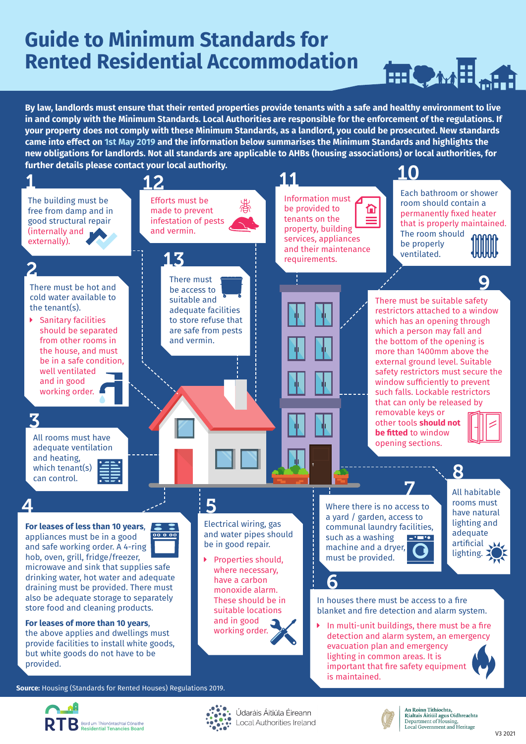# Guide to Minimum Standards for Rented Residential Accommodation

**By law, landlords must ensure that their rented properties provide tenants with a safe and healthy environment to live in and comply with the Minimum Standards. Local Authorities are responsible for the enforcement of the regulations. If your property does not comply with these Minimum Standards, as a landlord, you could be prosecuted. New standards came into effect on 1st May 2019 and the information below summarises the Minimum Standards and highlights the new obligations for landlords. Not all standards are applicable to AHBs (housing associations) or local authorities, for further details please contact your local authority.**

## 1

The building must be free from damp and in good structural repair (internally and externally).

## 2

There must be hot and cold water available to the tenant(s).

- Sanitary facilities should be separated from other rooms in the house, and must be in a safe condition, well ventilated and in good working order.

## 3

All rooms must have adequate ventilation and heating, which tenant(s) can control.

## 4

**For leases of less than 10 years**, appliances must be in a good and safe working order. A 4-ring hob, oven, grill, fridge/freezer, microwave and sink that supplies safe drinking water, hot water and adequate draining must be provided. There must also be adequate storage to separately store food and cleaning products.

**For leases of more than 10 years**, the above applies and dwellings must provide facilities to install white goods, but white goods do not have to be provided.

## 5

Electrical wiring, gas and water pipes should be in good repair.

- Properties should, where necessary, have a carbon monoxide alarm. These should be in suitable locations and in good working order.

## 6

In houses there must be access to a fire blanket and fire detection and alarm system.

- In multi-unit buildings, there must be a fire detection and alarm system, an emergency evacuation plan and emergency lighting in common areas. It is important that fire safety equipment is maintained.

## 7

Where there is no access to a yard / garden, access to communal laundry facilities, such as a washing machine and a dryer, must be provided.

## 8

All habitable rooms must have natural lighting and adequate artificial lighting.

## 9

There must be suitable safety restrictors attached to a window which has an opening through which a person may fall and the bottom of the opening is more than 1400mm above the external ground level. Suitable safety restrictors must secure the window sufficiently to prevent such falls. Lockable restrictors that can only be released by removable keys or other tools **should not be fitted** to window opening sections.

## 10

Each bathroom or shower room should contain a permanently fixed heater that is properly maintained. The room should be properly ventilated.

## 11

Information must be provided to tenants on the property, building services, appliances and their maintenance requirements.

## 12

Efforts must be made to prevent infestation of pests and vermin.

## 13

There must be access to suitable and adequate facilities to store refuse that are safe from pests and vermin.

**Source:** Housing (Standards for Rented Houses) Regulations 2019.

RTB Bord um Thionóntachtaí Cónaithe Residential Tenancies Board

Údaráis Áitiúla Éireann Local Authorities Ireland

An Roinn Tithíochta, Rialtais Áitiúil agus Oidhreachta
Department of Housing, Local Government and Heritage

V3 2021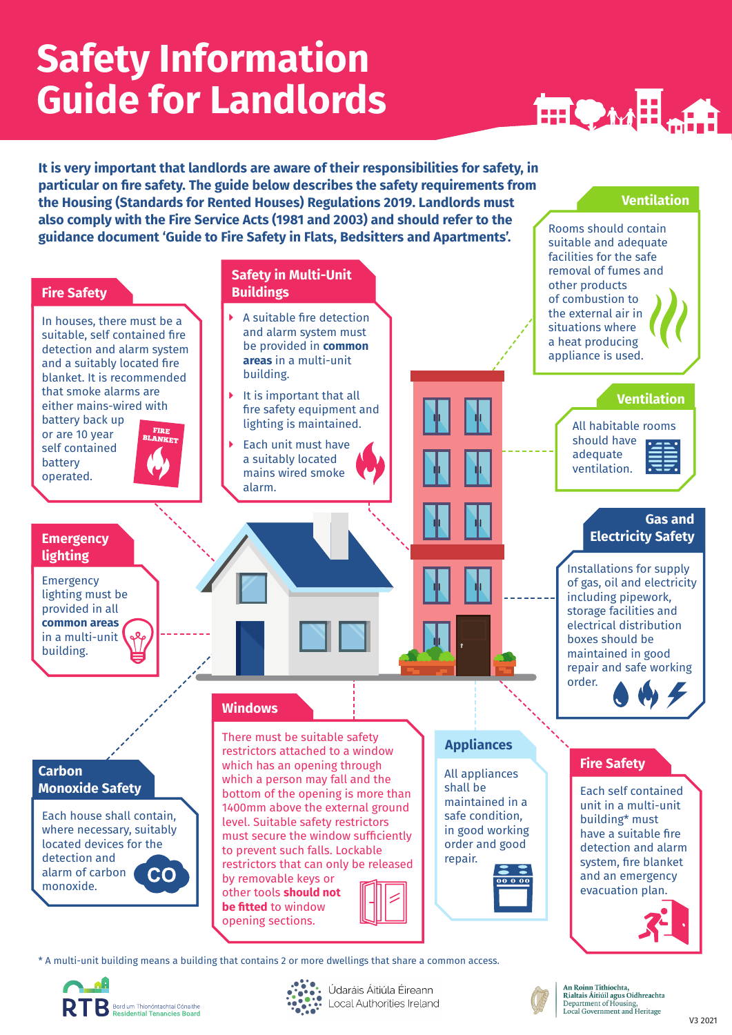# Safety Information Guide for Landlords

**It is very important that landlords are aware of their responsibilities for safety, in particular on fire safety. The guide below describes the safety requirements from the Housing (Standards for Rented Houses) Regulations 2019. Landlords must also comply with the Fire Service Acts (1981 and 2003) and should refer to the guidance document 'Guide to Fire Safety in Flats, Bedsitters and Apartments'.**

## Fire Safety

In houses, there must be a suitable, self contained fire detection and alarm system and a suitably located fire blanket. It is recommended that smoke alarms are either mains-wired with battery back up or are 10 year self contained battery operated.

## Safety in Multi-Unit Buildings

- A suitable fire detection and alarm system must be provided in **common areas** in a multi-unit building.
- It is important that all fire safety equipment and lighting is maintained.
- Each unit must have a suitably located mains wired smoke alarm.

## Ventilation

Rooms should contain suitable and adequate facilities for the safe removal of fumes and other products of combustion to the external air in situations where a heat producing appliance is used.

## Ventilation

All habitable rooms should have adequate ventilation.

## Emergency lighting

Emergency lighting must be provided in all **common areas** in a multi-unit building.

## Gas and Electricity Safety

Installations for supply of gas, oil and electricity including pipework, storage facilities and electrical distribution boxes should be maintained in good repair and safe working order.

## Carbon Monoxide Safety

Each house shall contain, where necessary, suitably located devices for the detection and alarm of carbon monoxide.

## Windows

There must be suitable safety restrictors attached to a window which has an opening through which a person may fall and the bottom of the opening is more than 1400mm above the external ground level. Suitable safety restrictors must secure the window sufficiently to prevent such falls. Lockable restrictors that can only be released by removable keys or other tools **should not be fitted** to window opening sections.

## Appliances

All appliances shall be maintained in a safe condition, in good working order and good repair.

## Fire Safety

Each self contained unit in a multi-unit building* must have a suitable fire detection and alarm system, fire blanket and an emergency evacuation plan.

\* A multi-unit building means a building that contains 2 or more dwellings that share a common access.

RTB Bord um Thionóntachtaí Cónaithe Residential Tenancies Board

Údaráis Áitiúla Éireann Local Authorities Ireland

An Roinn Tithíochta, Rialtais Áitiúil agus Oidhreachta
Department of Housing, Local Government and Heritage

V3 2021